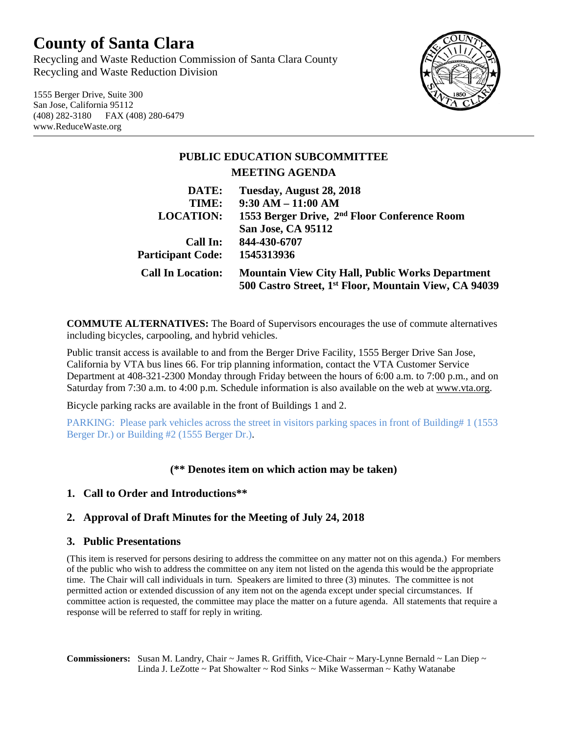# County of Santa Clara

Recycling and Waste Reduction Commission of Santa Clara County
Recycling and Waste Reduction Division

1555 Berger Drive, Suite 300
San Jose, California 95112
(408) 282-3180 FAX (408) 280-6479
www.ReduceWaste.org

## PUBLIC EDUCATION SUBCOMMITTEE

## MEETING AGENDA

**DATE:** **Tuesday, August 28, 2018**
**TIME:** **9:30 AM – 11:00 AM**
**LOCATION:** **1553 Berger Drive, 2nd Floor Conference Room**
**San Jose, CA 95112**
**Call In:** **844-430-6707**
**Participant Code:** **1545313936**
**Call In Location:** **Mountain View City Hall, Public Works Department**
**500 Castro Street, 1st Floor, Mountain View, CA 94039**

**COMMUTE ALTERNATIVES:** The Board of Supervisors encourages the use of commute alternatives including bicycles, carpooling, and hybrid vehicles.

Public transit access is available to and from the Berger Drive Facility, 1555 Berger Drive San Jose, California by VTA bus lines 66. For trip planning information, contact the VTA Customer Service Department at 408-321-2300 Monday through Friday between the hours of 6:00 a.m. to 7:00 p.m., and on Saturday from 7:30 a.m. to 4:00 p.m. Schedule information is also available on the web at www.vta.org.

Bicycle parking racks are available in the front of Buildings 1 and 2.

PARKING: Please park vehicles across the street in visitors parking spaces in front of Building# 1 (1553 Berger Dr.) or Building #2 (1555 Berger Dr.).

**(** Denotes item on which action may be taken)**

## 1. Call to Order and Introductions**

## 2. Approval of Draft Minutes for the Meeting of July 24, 2018

## 3. Public Presentations

(This item is reserved for persons desiring to address the committee on any matter not on this agenda.) For members of the public who wish to address the committee on any item not listed on the agenda this would be the appropriate time. The Chair will call individuals in turn. Speakers are limited to three (3) minutes. The committee is not permitted action or extended discussion of any item not on the agenda except under special circumstances. If committee action is requested, the committee may place the matter on a future agenda. All statements that require a response will be referred to staff for reply in writing.

**Commissioners:** Susan M. Landry, Chair ~ James R. Griffith, Vice-Chair ~ Mary-Lynne Bernald ~ Lan Diep ~ Linda J. LeZotte ~ Pat Showalter ~ Rod Sinks ~ Mike Wasserman ~ Kathy Watanabe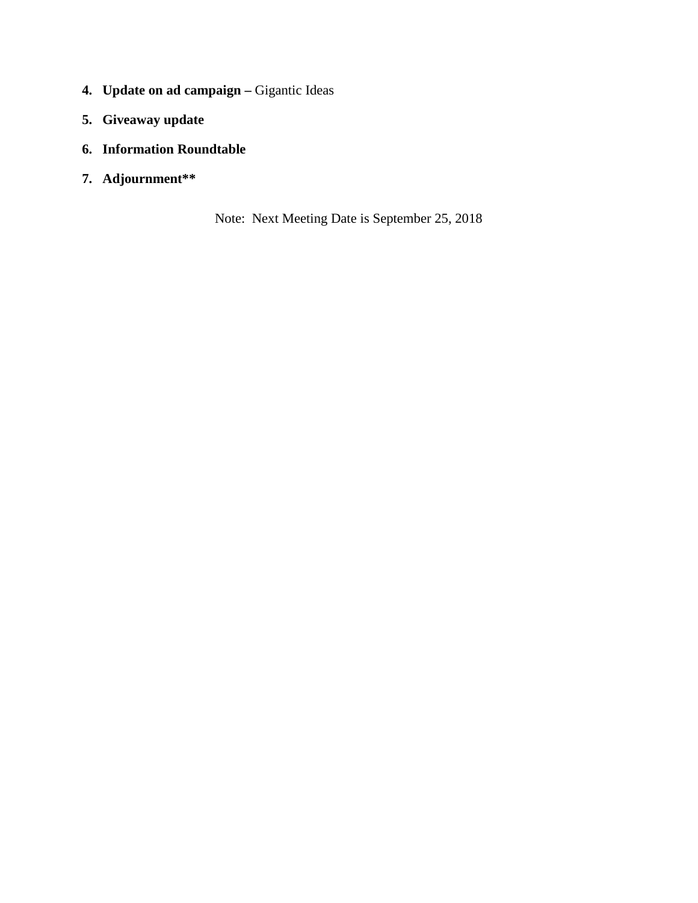4. **Update on ad campaign –** Gigantic Ideas

5. **Giveaway update**

6. **Information Roundtable**

7. **Adjournment****

Note: Next Meeting Date is September 25, 2018